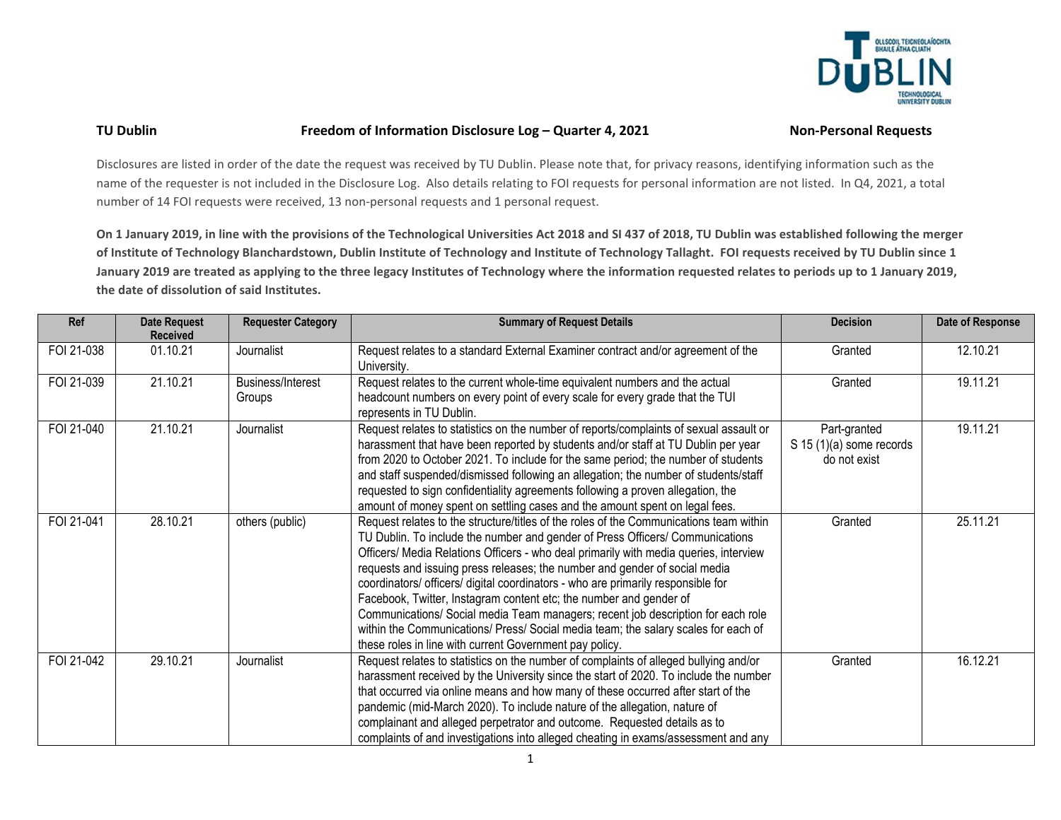**TU Dublin** **Freedom of Information Disclosure Log – Quarter 4, 2021** **Non-Personal Requests**

Disclosures are listed in order of the date the request was received by TU Dublin. Please note that, for privacy reasons, identifying information such as the name of the requester is not included in the Disclosure Log. Also details relating to FOI requests for personal information are not listed. In Q4, 2021, a total number of 14 FOI requests were received, 13 non-personal requests and 1 personal request.

**On 1 January 2019, in line with the provisions of the Technological Universities Act 2018 and SI 437 of 2018, TU Dublin was established following the merger of Institute of Technology Blanchardstown, Dublin Institute of Technology and Institute of Technology Tallaght. FOI requests received by TU Dublin since 1 January 2019 are treated as applying to the three legacy Institutes of Technology where the information requested relates to periods up to 1 January 2019, the date of dissolution of said Institutes.**

| Ref | Date Request Received | Requester Category | Summary of Request Details | Decision | Date of Response |
|---|---|---|---|---|---|
| FOI 21-038 | 01.10.21 | Journalist | Request relates to a standard External Examiner contract and/or agreement of the University. | Granted | 12.10.21 |
| FOI 21-039 | 21.10.21 | Business/Interest Groups | Request relates to the current whole-time equivalent numbers and the actual headcount numbers on every point of every scale for every grade that the TUI represents in TU Dublin. | Granted | 19.11.21 |
| FOI 21-040 | 21.10.21 | Journalist | Request relates to statistics on the number of reports/complaints of sexual assault or harassment that have been reported by students and/or staff at TU Dublin per year from 2020 to October 2021. To include for the same period; the number of students and staff suspended/dismissed following an allegation; the number of students/staff requested to sign confidentiality agreements following a proven allegation, the amount of money spent on settling cases and the amount spent on legal fees. | Part-granted S 15 (1)(a) some records do not exist | 19.11.21 |
| FOI 21-041 | 28.10.21 | others (public) | Request relates to the structure/titles of the roles of the Communications team within TU Dublin. To include the number and gender of Press Officers/ Communications Officers/ Media Relations Officers - who deal primarily with media queries, interview requests and issuing press releases; the number and gender of social media coordinators/ officers/ digital coordinators - who are primarily responsible for Facebook, Twitter, Instagram content etc; the number and gender of Communications/ Social media Team managers; recent job description for each role within the Communications/ Press/ Social media team; the salary scales for each of these roles in line with current Government pay policy. | Granted | 25.11.21 |
| FOI 21-042 | 29.10.21 | Journalist | Request relates to statistics on the number of complaints of alleged bullying and/or harassment received by the University since the start of 2020. To include the number that occurred via online means and how many of these occurred after start of the pandemic (mid-March 2020). To include nature of the allegation, nature of complainant and alleged perpetrator and outcome. Requested details as to complaints of and investigations into alleged cheating in exams/assessment and any | Granted | 16.12.21 |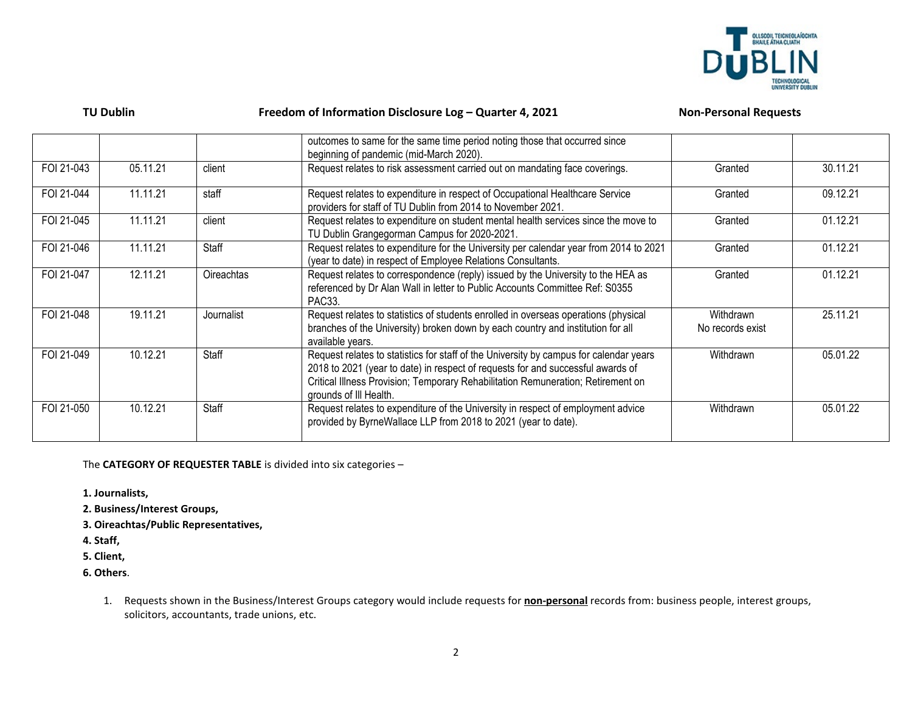**TU Dublin** **Freedom of Information Disclosure Log – Quarter 4, 2021** **Non-Personal Requests**

| | | | | | |
|---|---|---|---|---|---|
| | | | outcomes to same for the same time period noting those that occurred since beginning of pandemic (mid-March 2020). | | |
| FOI 21-043 | 05.11.21 | client | Request relates to risk assessment carried out on mandating face coverings. | Granted | 30.11.21 |
| FOI 21-044 | 11.11.21 | staff | Request relates to expenditure in respect of Occupational Healthcare Service providers for staff of TU Dublin from 2014 to November 2021. | Granted | 09.12.21 |
| FOI 21-045 | 11.11.21 | client | Request relates to expenditure on student mental health services since the move to TU Dublin Grangegorman Campus for 2020-2021. | Granted | 01.12.21 |
| FOI 21-046 | 11.11.21 | Staff | Request relates to expenditure for the University per calendar year from 2014 to 2021 (year to date) in respect of Employee Relations Consultants. | Granted | 01.12.21 |
| FOI 21-047 | 12.11.21 | Oireachtas | Request relates to correspondence (reply) issued by the University to the HEA as referenced by Dr Alan Wall in letter to Public Accounts Committee Ref: S0355 PAC33. | Granted | 01.12.21 |
| FOI 21-048 | 19.11.21 | Journalist | Request relates to statistics of students enrolled in overseas operations (physical branches of the University) broken down by each country and institution for all available years. | Withdrawn No records exist | 25.11.21 |
| FOI 21-049 | 10.12.21 | Staff | Request relates to statistics for staff of the University by campus for calendar years 2018 to 2021 (year to date) in respect of requests for and successful awards of Critical Illness Provision; Temporary Rehabilitation Remuneration; Retirement on grounds of Ill Health. | Withdrawn | 05.01.22 |
| FOI 21-050 | 10.12.21 | Staff | Request relates to expenditure of the University in respect of employment advice provided by ByrneWallace LLP from 2018 to 2021 (year to date). | Withdrawn | 05.01.22 |

The **CATEGORY OF REQUESTER TABLE** is divided into six categories –

**1. Journalists,**

**2. Business/Interest Groups,**

**3. Oireachtas/Public Representatives,**

**4. Staff,**

**5. Client,**

**6. Others**.

1. Requests shown in the Business/Interest Groups category would include requests for **non-personal** records from: business people, interest groups, solicitors, accountants, trade unions, etc.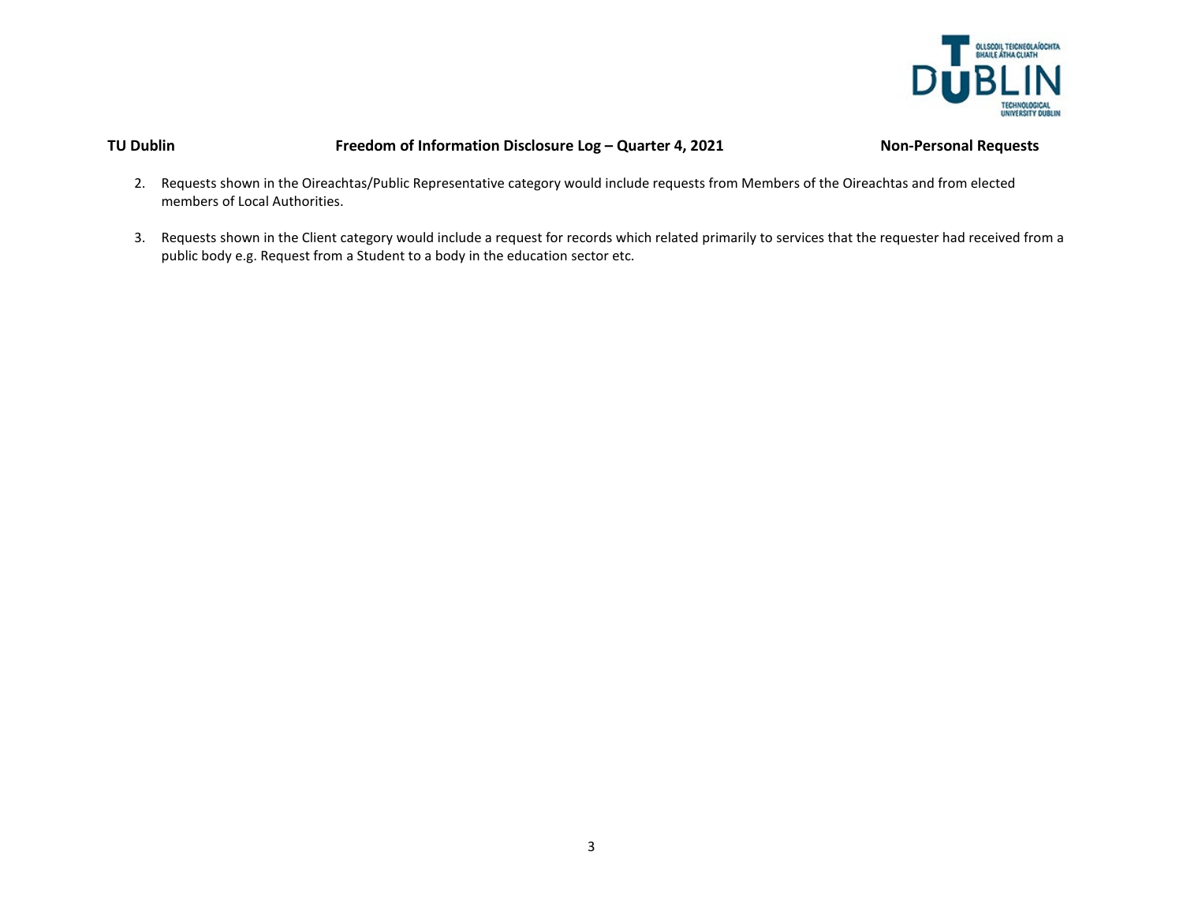2. Requests shown in the Oireachtas/Public Representative category would include requests from Members of the Oireachtas and from elected members of Local Authorities.

3. Requests shown in the Client category would include a request for records which related primarily to services that the requester had received from a public body e.g. Request from a Student to a body in the education sector etc.